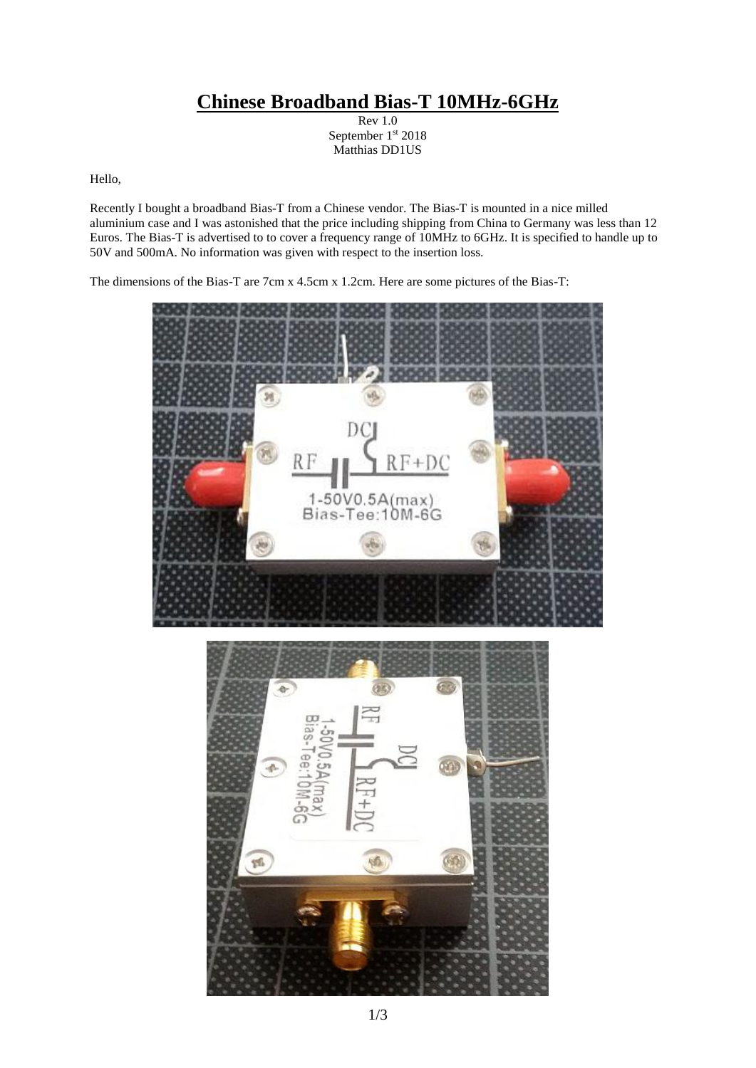# Chinese Broadband Bias-T 10MHz-6GHz

Rev 1.0
September 1st 2018
Matthias DD1US

Hello,

Recently I bought a broadband Bias-T from a Chinese vendor. The Bias-T is mounted in a nice milled aluminium case and I was astonished that the price including shipping from China to Germany was less than 12 Euros. The Bias-T is advertised to to cover a frequency range of 10MHz to 6GHz. It is specified to handle up to 50V and 500mA. No information was given with respect to the insertion loss.

The dimensions of the Bias-T are 7cm x 4.5cm x 1.2cm. Here are some pictures of the Bias-T: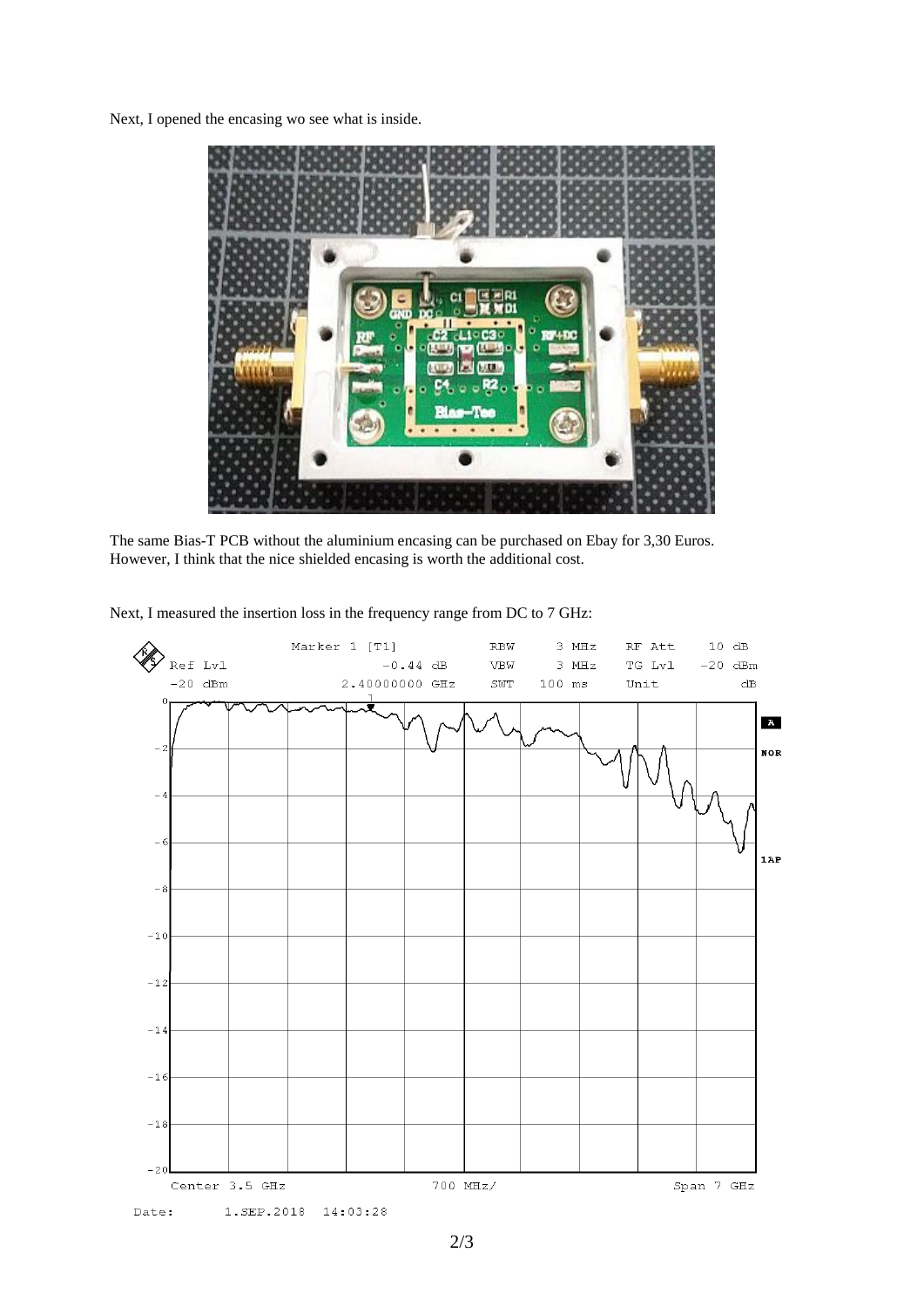Next, I opened the encasing wo see what is inside.

The same Bias-T PCB without the aluminium encasing can be purchased on Ebay for 3,30 Euros. However, I think that the nice shielded encasing is worth the additional cost.

Next, I measured the insertion loss in the frequency range from DC to 7 GHz:

Marker 1 [T1] -0.44 dB 2.40000000 GHz
Ref Lvl -20 dBm
RBW 3 MHz
VBW 3 MHz
SWT 100 ms
RF Att 10 dB
TG Lvl -20 dBm
Unit dB

0
-2
-4
-6
-8
-10
-12
-14
-16
-18
-20

A
NOR
1AP

Center 3.5 GHz
700 MHz/
Span 7 GHz

Date: 1.SEP.2018 14:03:28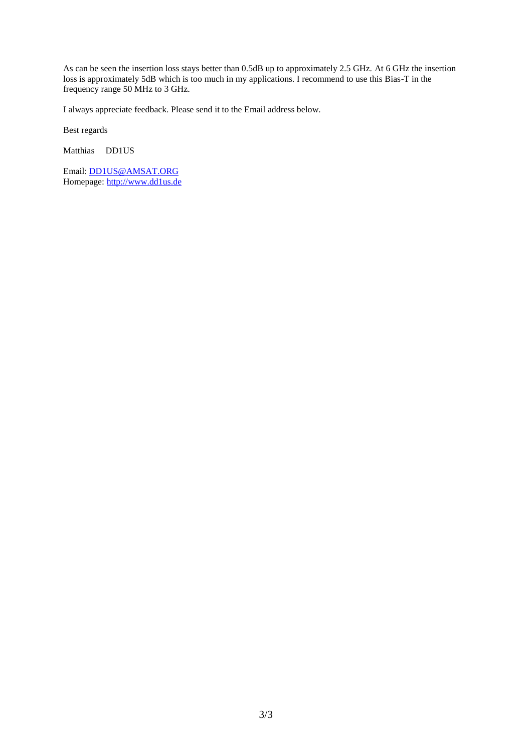As can be seen the insertion loss stays better than 0.5dB up to approximately 2.5 GHz. At 6 GHz the insertion loss is approximately 5dB which is too much in my applications. I recommend to use this Bias-T in the frequency range 50 MHz to 3 GHz.

I always appreciate feedback. Please send it to the Email address below.

Best regards

Matthias DD1US

Email: [DD1US@AMSAT.ORG](mailto:DD1US@AMSAT.ORG)
Homepage: [http://www.dd1us.de](http://www.dd1us.de)